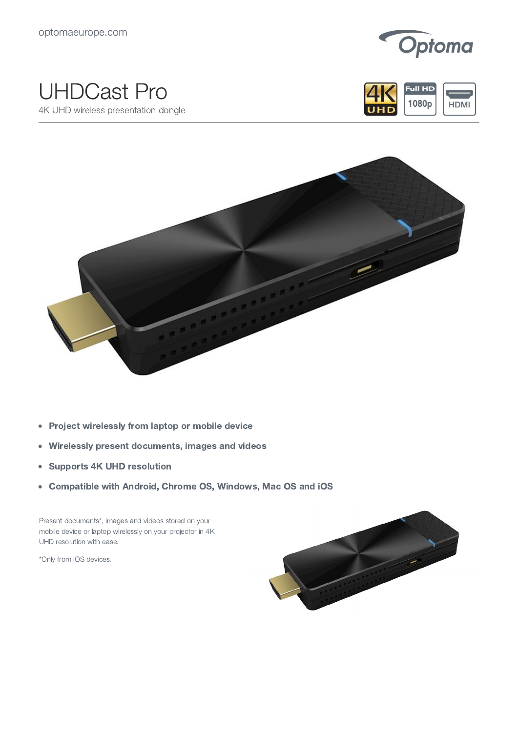optomaeurope.com

# UHDCast Pro

4K UHD wireless presentation dongle

- **Project wirelessly from laptop or mobile device**
- **Wirelessly present documents, images and videos**
- **Supports 4K UHD resolution**
- **Compatible with Android, Chrome OS, Windows, Mac OS and iOS**

Present documents*, images and videos stored on your mobile device or laptop wirelessly on your projector in 4K UHD resolution with ease.

*Only from iOS devices.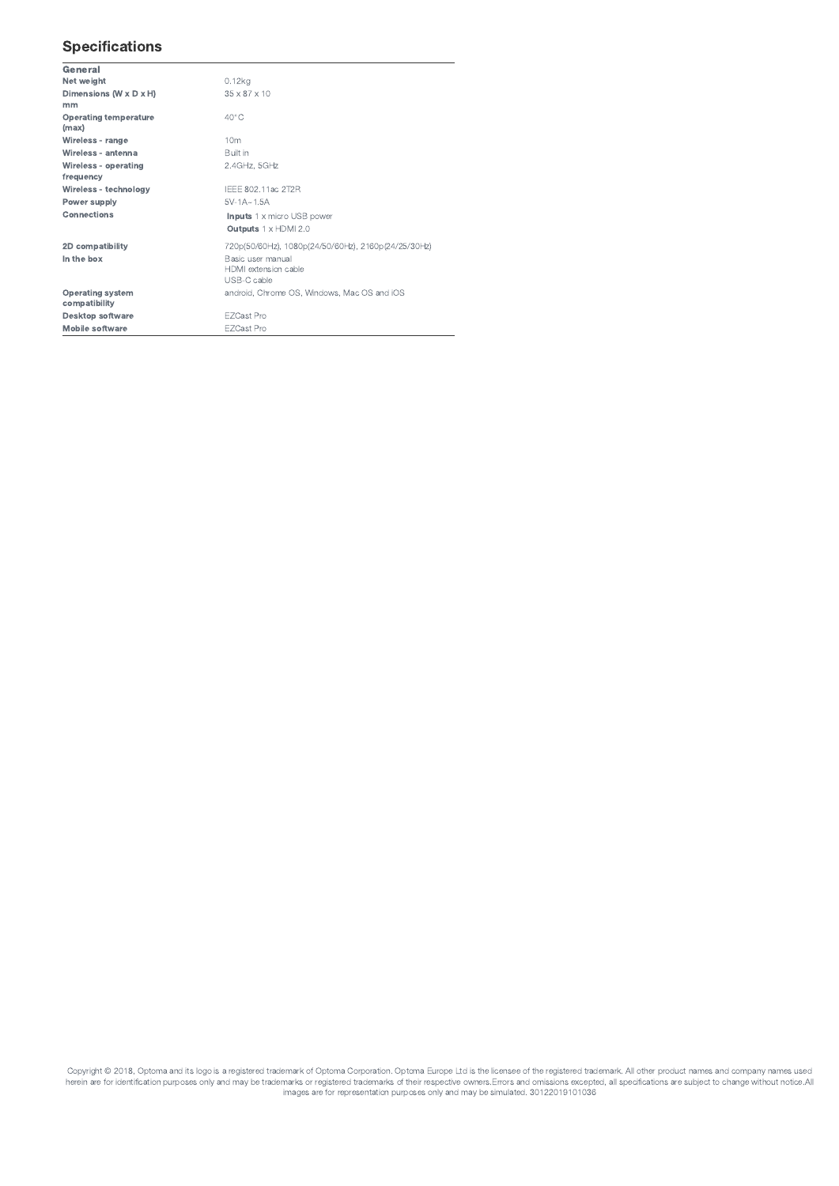## Specifications

| General | |
|---|---|
| **Net weight** | 0.12kg |
| **Dimensions (W x D x H) mm** | 35 x 87 x 10 |
| **Operating temperature (max)** | 40°C |
| **Wireless - range** | 10m |
| **Wireless - antenna** | Built in |
| **Wireless - operating frequency** | 2.4GHz, 5GHz |
| **Wireless - technology** | IEEE 802.11ac 2T2R |
| **Power supply** | 5V-1A~1.5A |
| **Connections** | **Inputs** 1 x micro USB power<br>**Outputs** 1 x HDMI 2.0 |
| **2D compatibility** | 720p(50/60Hz), 1080p(24/50/60Hz), 2160p(24/25/30Hz) |
| **In the box** | Basic user manual<br>HDMI extension cable<br>USB-C cable |
| **Operating system compatibility** | android, Chrome OS, Windows, Mac OS and iOS |
| **Desktop software** | EZCast Pro |
| **Mobile software** | EZCast Pro |

Copyright © 2018, Optoma and its logo is a registered trademark of Optoma Corporation. Optoma Europe Ltd is the licensee of the registered trademark. All other product names and company names used herein are for identification purposes only and may be trademarks or registered trademarks of their respective owners.Errors and omissions excepted, all specifications are subject to change without notice.All images are for representation purposes only and may be simulated. 30122019101036